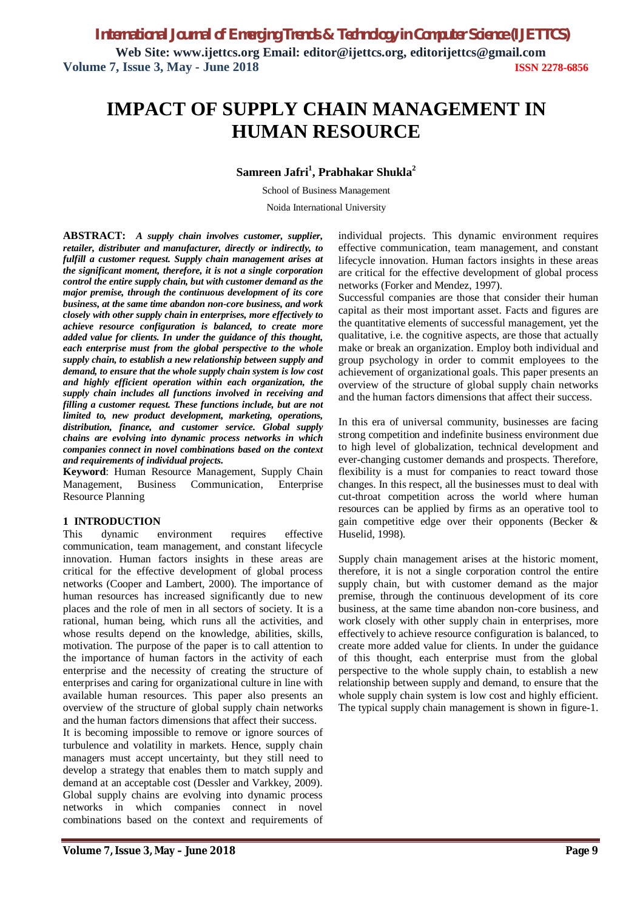# IMPACT OF SUPPLY CHAIN MANAGEMENT IN HUMAN RESOURCE

**Samreen Jafri[1], Prabhakar Shukla[2]**

School of Business Management

Noida International University

**ABSTRACT:** ***A supply chain involves customer, supplier, retailer, distributer and manufacturer, directly or indirectly, to fulfill a customer request. Supply chain management arises at the significant moment, therefore, it is not a single corporation control the entire supply chain, but with customer demand as the major premise, through the continuous development of its core business, at the same time abandon non-core business, and work closely with other supply chain in enterprises, more effectively to achieve resource configuration is balanced, to create more added value for clients. In under the guidance of this thought, each enterprise must from the global perspective to the whole supply chain, to establish a new relationship between supply and demand, to ensure that the whole supply chain system is low cost and highly efficient operation within each organization, the supply chain includes all functions involved in receiving and filling a customer request. These functions include, but are not limited to, new product development, marketing, operations, distribution, finance, and customer service. Global supply chains are evolving into dynamic process networks in which companies connect in novel combinations based on the context and requirements of individual projects.***

**Keyword**: Human Resource Management, Supply Chain Management, Business Communication, Enterprise Resource Planning

## 1 INTRODUCTION

This dynamic environment requires effective communication, team management, and constant lifecycle innovation. Human factors insights in these areas are critical for the effective development of global process networks (Cooper and Lambert, 2000). The importance of human resources has increased significantly due to new places and the role of men in all sectors of society. It is a rational, human being, which runs all the activities, and whose results depend on the knowledge, abilities, skills, motivation. The purpose of the paper is to call attention to the importance of human factors in the activity of each enterprise and the necessity of creating the structure of enterprises and caring for organizational culture in line with available human resources. This paper also presents an overview of the structure of global supply chain networks and the human factors dimensions that affect their success.

It is becoming impossible to remove or ignore sources of turbulence and volatility in markets. Hence, supply chain managers must accept uncertainty, but they still need to develop a strategy that enables them to match supply and demand at an acceptable cost (Dessler and Varkkey, 2009). Global supply chains are evolving into dynamic process networks in which companies connect in novel combinations based on the context and requirements of individual projects. This dynamic environment requires effective communication, team management, and constant lifecycle innovation. Human factors insights in these areas are critical for the effective development of global process networks (Forker and Mendez, 1997).

Successful companies are those that consider their human capital as their most important asset. Facts and figures are the quantitative elements of successful management, yet the qualitative, i.e. the cognitive aspects, are those that actually make or break an organization. Employ both individual and group psychology in order to commit employees to the achievement of organizational goals. This paper presents an overview of the structure of global supply chain networks and the human factors dimensions that affect their success.

In this era of universal community, businesses are facing strong competition and indefinite business environment due to high level of globalization, technical development and ever-changing customer demands and prospects. Therefore, flexibility is a must for companies to react toward those changes. In this respect, all the businesses must to deal with cut-throat competition across the world where human resources can be applied by firms as an operative tool to gain competitive edge over their opponents (Becker & Huselid, 1998).

Supply chain management arises at the historic moment, therefore, it is not a single corporation control the entire supply chain, but with customer demand as the major premise, through the continuous development of its core business, at the same time abandon non-core business, and work closely with other supply chain in enterprises, more effectively to achieve resource configuration is balanced, to create more added value for clients. In under the guidance of this thought, each enterprise must from the global perspective to the whole supply chain, to establish a new relationship between supply and demand, to ensure that the whole supply chain system is low cost and highly efficient. The typical supply chain management is shown in figure-1.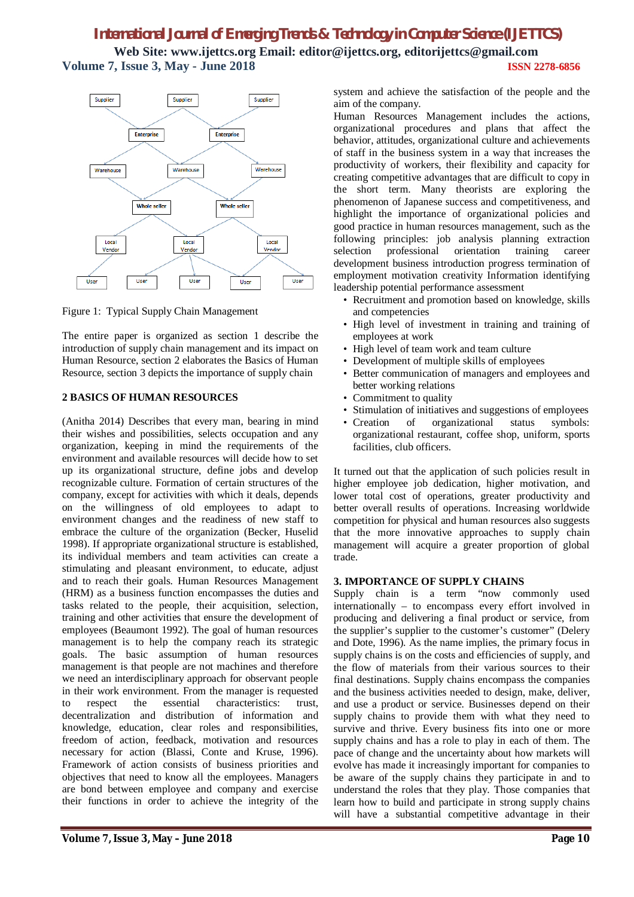Figure 1: Typical Supply Chain Management

The entire paper is organized as section 1 describe the introduction of supply chain management and its impact on Human Resource, section 2 elaborates the Basics of Human Resource, section 3 depicts the importance of supply chain

## 2 BASICS OF HUMAN RESOURCES

(Anitha 2014) Describes that every man, bearing in mind their wishes and possibilities, selects occupation and any organization, keeping in mind the requirements of the environment and available resources will decide how to set up its organizational structure, define jobs and develop recognizable culture. Formation of certain structures of the company, except for activities with which it deals, depends on the willingness of old employees to adapt to environment changes and the readiness of new staff to embrace the culture of the organization (Becker, Huselid 1998). If appropriate organizational structure is established, its individual members and team activities can create a stimulating and pleasant environment, to educate, adjust and to reach their goals. Human Resources Management (HRM) as a business function encompasses the duties and tasks related to the people, their acquisition, selection, training and other activities that ensure the development of employees (Beaumont 1992). The goal of human resources management is to help the company reach its strategic goals. The basic assumption of human resources management is that people are not machines and therefore we need an interdisciplinary approach for observant people in their work environment. From the manager is requested to respect the essential characteristics: trust, decentralization and distribution of information and knowledge, education, clear roles and responsibilities, freedom of action, feedback, motivation and resources necessary for action (Blassi, Conte and Kruse, 1996). Framework of action consists of business priorities and objectives that need to know all the employees. Managers are bond between employee and company and exercise their functions in order to achieve the integrity of the system and achieve the satisfaction of the people and the aim of the company.

Human Resources Management includes the actions, organizational procedures and plans that affect the behavior, attitudes, organizational culture and achievements of staff in the business system in a way that increases the productivity of workers, their flexibility and capacity for creating competitive advantages that are difficult to copy in the short term. Many theorists are exploring the phenomenon of Japanese success and competitiveness, and highlight the importance of organizational policies and good practice in human resources management, such as the following principles: job analysis planning extraction selection professional orientation training career development business introduction progress termination of employment motivation creativity Information identifying leadership potential performance assessment

- Recruitment and promotion based on knowledge, skills and competencies
- High level of investment in training and training of employees at work
- High level of team work and team culture
- Development of multiple skills of employees
- Better communication of managers and employees and better working relations
- Commitment to quality
- Stimulation of initiatives and suggestions of employees
- Creation of organizational status symbols: organizational restaurant, coffee shop, uniform, sports facilities, club officers.

It turned out that the application of such policies result in higher employee job dedication, higher motivation, and lower total cost of operations, greater productivity and better overall results of operations. Increasing worldwide competition for physical and human resources also suggests that the more innovative approaches to supply chain management will acquire a greater proportion of global trade.

## 3. IMPORTANCE OF SUPPLY CHAINS

Supply chain is a term "now commonly used internationally – to encompass every effort involved in producing and delivering a final product or service, from the supplier's supplier to the customer's customer" (Delery and Dote, 1996). As the name implies, the primary focus in supply chains is on the costs and efficiencies of supply, and the flow of materials from their various sources to their final destinations. Supply chains encompass the companies and the business activities needed to design, make, deliver, and use a product or service. Businesses depend on their supply chains to provide them with what they need to survive and thrive. Every business fits into one or more supply chains and has a role to play in each of them. The pace of change and the uncertainty about how markets will evolve has made it increasingly important for companies to be aware of the supply chains they participate in and to understand the roles that they play. Those companies that learn how to build and participate in strong supply chains will have a substantial competitive advantage in their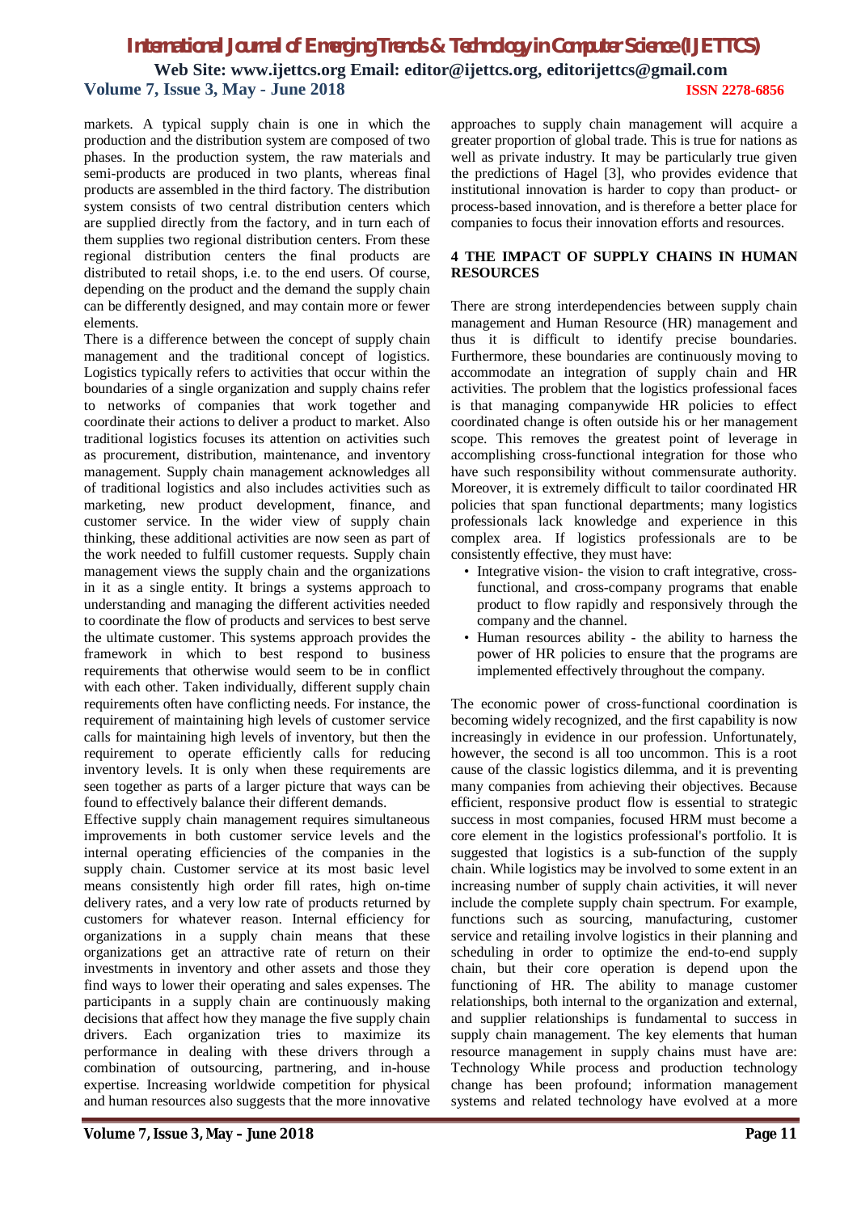markets. A typical supply chain is one in which the production and the distribution system are composed of two phases. In the production system, the raw materials and semi-products are produced in two plants, whereas final products are assembled in the third factory. The distribution system consists of two central distribution centers which are supplied directly from the factory, and in turn each of them supplies two regional distribution centers. From these regional distribution centers the final products are distributed to retail shops, i.e. to the end users. Of course, depending on the product and the demand the supply chain can be differently designed, and may contain more or fewer elements.

There is a difference between the concept of supply chain management and the traditional concept of logistics. Logistics typically refers to activities that occur within the boundaries of a single organization and supply chains refer to networks of companies that work together and coordinate their actions to deliver a product to market. Also traditional logistics focuses its attention on activities such as procurement, distribution, maintenance, and inventory management. Supply chain management acknowledges all of traditional logistics and also includes activities such as marketing, new product development, finance, and customer service. In the wider view of supply chain thinking, these additional activities are now seen as part of the work needed to fulfill customer requests. Supply chain management views the supply chain and the organizations in it as a single entity. It brings a systems approach to understanding and managing the different activities needed to coordinate the flow of products and services to best serve the ultimate customer. This systems approach provides the framework in which to best respond to business requirements that otherwise would seem to be in conflict with each other. Taken individually, different supply chain requirements often have conflicting needs. For instance, the requirement of maintaining high levels of customer service calls for maintaining high levels of inventory, but then the requirement to operate efficiently calls for reducing inventory levels. It is only when these requirements are seen together as parts of a larger picture that ways can be found to effectively balance their different demands.

Effective supply chain management requires simultaneous improvements in both customer service levels and the internal operating efficiencies of the companies in the supply chain. Customer service at its most basic level means consistently high order fill rates, high on-time delivery rates, and a very low rate of products returned by customers for whatever reason. Internal efficiency for organizations in a supply chain means that these organizations get an attractive rate of return on their investments in inventory and other assets and those they find ways to lower their operating and sales expenses. The participants in a supply chain are continuously making decisions that affect how they manage the five supply chain drivers. Each organization tries to maximize its performance in dealing with these drivers through a combination of outsourcing, partnering, and in-house expertise. Increasing worldwide competition for physical and human resources also suggests that the more innovative approaches to supply chain management will acquire a greater proportion of global trade. This is true for nations as well as private industry. It may be particularly true given the predictions of Hagel [3], who provides evidence that institutional innovation is harder to copy than product- or process-based innovation, and is therefore a better place for companies to focus their innovation efforts and resources.

## 4 THE IMPACT OF SUPPLY CHAINS IN HUMAN RESOURCES

There are strong interdependencies between supply chain management and Human Resource (HR) management and thus it is difficult to identify precise boundaries. Furthermore, these boundaries are continuously moving to accommodate an integration of supply chain and HR activities. The problem that the logistics professional faces is that managing companywide HR policies to effect coordinated change is often outside his or her management scope. This removes the greatest point of leverage in accomplishing cross-functional integration for those who have such responsibility without commensurate authority. Moreover, it is extremely difficult to tailor coordinated HR policies that span functional departments; many logistics professionals lack knowledge and experience in this complex area. If logistics professionals are to be consistently effective, they must have:

- Integrative vision- the vision to craft integrative, cross-functional, and cross-company programs that enable product to flow rapidly and responsively through the company and the channel.
- Human resources ability - the ability to harness the power of HR policies to ensure that the programs are implemented effectively throughout the company.

The economic power of cross-functional coordination is becoming widely recognized, and the first capability is now increasingly in evidence in our profession. Unfortunately, however, the second is all too uncommon. This is a root cause of the classic logistics dilemma, and it is preventing many companies from achieving their objectives. Because efficient, responsive product flow is essential to strategic success in most companies, focused HRM must become a core element in the logistics professional's portfolio. It is suggested that logistics is a sub-function of the supply chain. While logistics may be involved to some extent in an increasing number of supply chain activities, it will never include the complete supply chain spectrum. For example, functions such as sourcing, manufacturing, customer service and retailing involve logistics in their planning and scheduling in order to optimize the end-to-end supply chain, but their core operation is depend upon the functioning of HR. The ability to manage customer relationships, both internal to the organization and external, and supplier relationships is fundamental to success in supply chain management. The key elements that human resource management in supply chains must have are: Technology While process and production technology change has been profound; information management systems and related technology have evolved at a more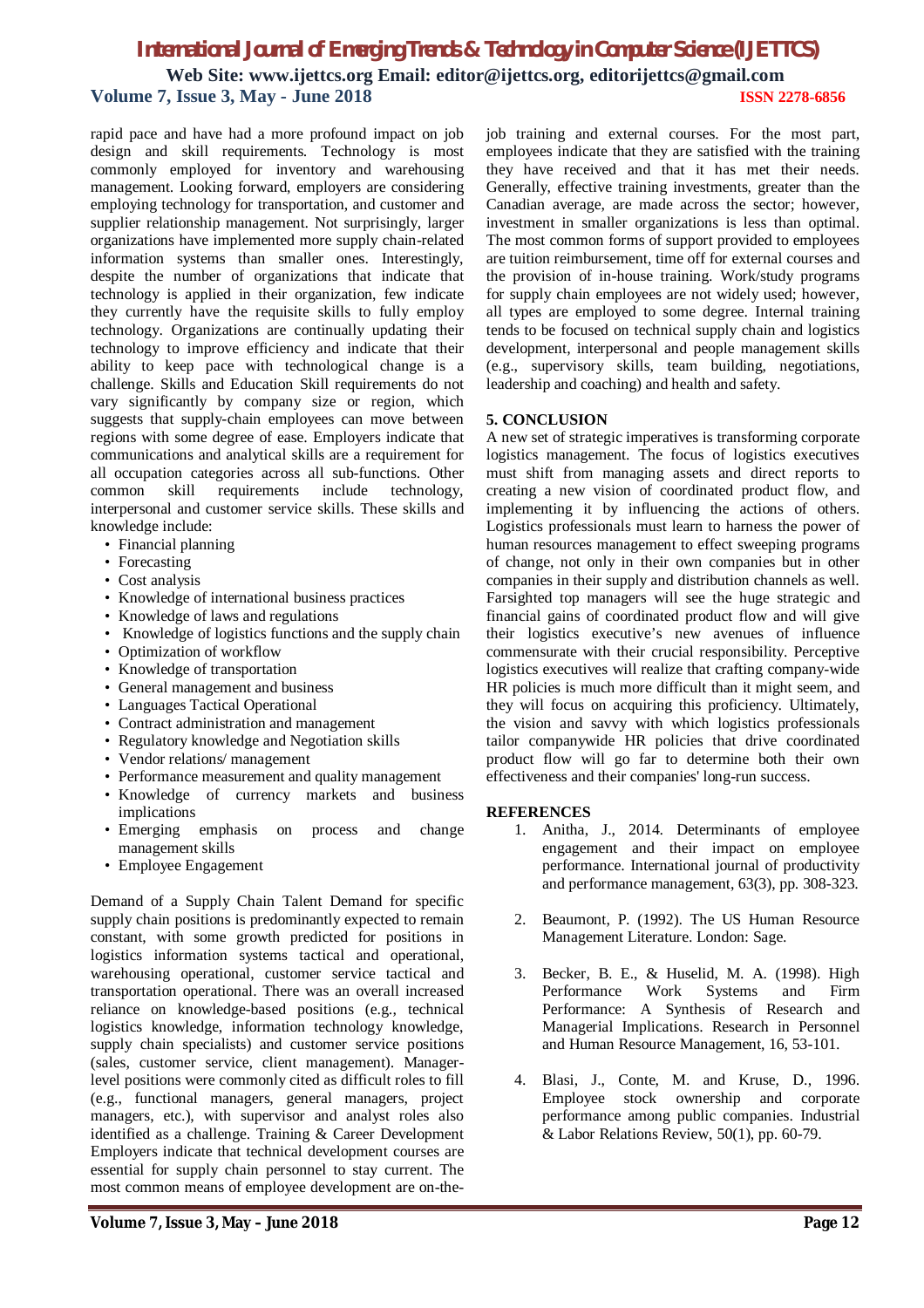rapid pace and have had a more profound impact on job design and skill requirements. Technology is most commonly employed for inventory and warehousing management. Looking forward, employers are considering employing technology for transportation, and customer and supplier relationship management. Not surprisingly, larger organizations have implemented more supply chain-related information systems than smaller ones. Interestingly, despite the number of organizations that indicate that technology is applied in their organization, few indicate they currently have the requisite skills to fully employ technology. Organizations are continually updating their technology to improve efficiency and indicate that their ability to keep pace with technological change is a challenge. Skills and Education Skill requirements do not vary significantly by company size or region, which suggests that supply-chain employees can move between regions with some degree of ease. Employers indicate that communications and analytical skills are a requirement for all occupation categories across all sub-functions. Other common skill requirements include technology, interpersonal and customer service skills. These skills and knowledge include:

- Financial planning
- Forecasting
- Cost analysis
- Knowledge of international business practices
- Knowledge of laws and regulations
- Knowledge of logistics functions and the supply chain
- Optimization of workflow
- Knowledge of transportation
- General management and business
- Languages Tactical Operational
- Contract administration and management
- Regulatory knowledge and Negotiation skills
- Vendor relations/ management
- Performance measurement and quality management
- Knowledge of currency markets and business implications
- Emerging emphasis on process and change management skills
- Employee Engagement

Demand of a Supply Chain Talent Demand for specific supply chain positions is predominantly expected to remain constant, with some growth predicted for positions in logistics information systems tactical and operational, warehousing operational, customer service tactical and transportation operational. There was an overall increased reliance on knowledge-based positions (e.g., technical logistics knowledge, information technology knowledge, supply chain specialists) and customer service positions (sales, customer service, client management). Manager-level positions were commonly cited as difficult roles to fill (e.g., functional managers, general managers, project managers, etc.), with supervisor and analyst roles also identified as a challenge. Training & Career Development Employers indicate that technical development courses are essential for supply chain personnel to stay current. The most common means of employee development are on-the-job training and external courses. For the most part, employees indicate that they are satisfied with the training they have received and that it has met their needs. Generally, effective training investments, greater than the Canadian average, are made across the sector; however, investment in smaller organizations is less than optimal. The most common forms of support provided to employees are tuition reimbursement, time off for external courses and the provision of in-house training. Work/study programs for supply chain employees are not widely used; however, all types are employed to some degree. Internal training tends to be focused on technical supply chain and logistics development, interpersonal and people management skills (e.g., supervisory skills, team building, negotiations, leadership and coaching) and health and safety.

## 5. CONCLUSION

A new set of strategic imperatives is transforming corporate logistics management. The focus of logistics executives must shift from managing assets and direct reports to creating a new vision of coordinated product flow, and implementing it by influencing the actions of others. Logistics professionals must learn to harness the power of human resources management to effect sweeping programs of change, not only in their own companies but in other companies in their supply and distribution channels as well. Farsighted top managers will see the huge strategic and financial gains of coordinated product flow and will give their logistics executive's new avenues of influence commensurate with their crucial responsibility. Perceptive logistics executives will realize that crafting company-wide HR policies is much more difficult than it might seem, and they will focus on acquiring this proficiency. Ultimately, the vision and savvy with which logistics professionals tailor companywide HR policies that drive coordinated product flow will go far to determine both their own effectiveness and their companies' long-run success.

## REFERENCES

1. Anitha, J., 2014. Determinants of employee engagement and their impact on employee performance. International journal of productivity and performance management, 63(3), pp. 308-323.
2. Beaumont, P. (1992). The US Human Resource Management Literature. London: Sage.
3. Becker, B. E., & Huselid, M. A. (1998). High Performance Work Systems and Firm Performance: A Synthesis of Research and Managerial Implications. Research in Personnel and Human Resource Management, 16, 53-101.
4. Blasi, J., Conte, M. and Kruse, D., 1996. Employee stock ownership and corporate performance among public companies. Industrial & Labor Relations Review, 50(1), pp. 60-79.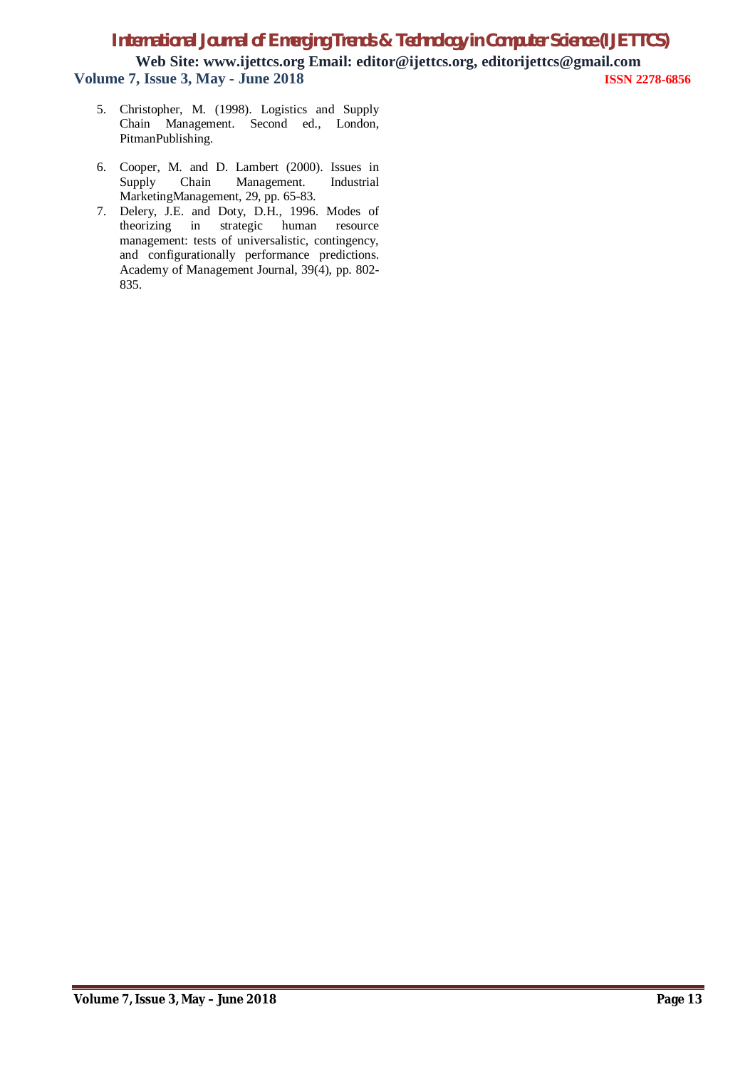5. Christopher, M. (1998). Logistics and Supply Chain Management. Second ed., London, PitmanPublishing.

6. Cooper, M. and D. Lambert (2000). Issues in Supply Chain Management. Industrial MarketingManagement, 29, pp. 65-83.

7. Delery, J.E. and Doty, D.H., 1996. Modes of theorizing in strategic human resource management: tests of universalistic, contingency, and configurationally performance predictions. Academy of Management Journal, 39(4), pp. 802-835.